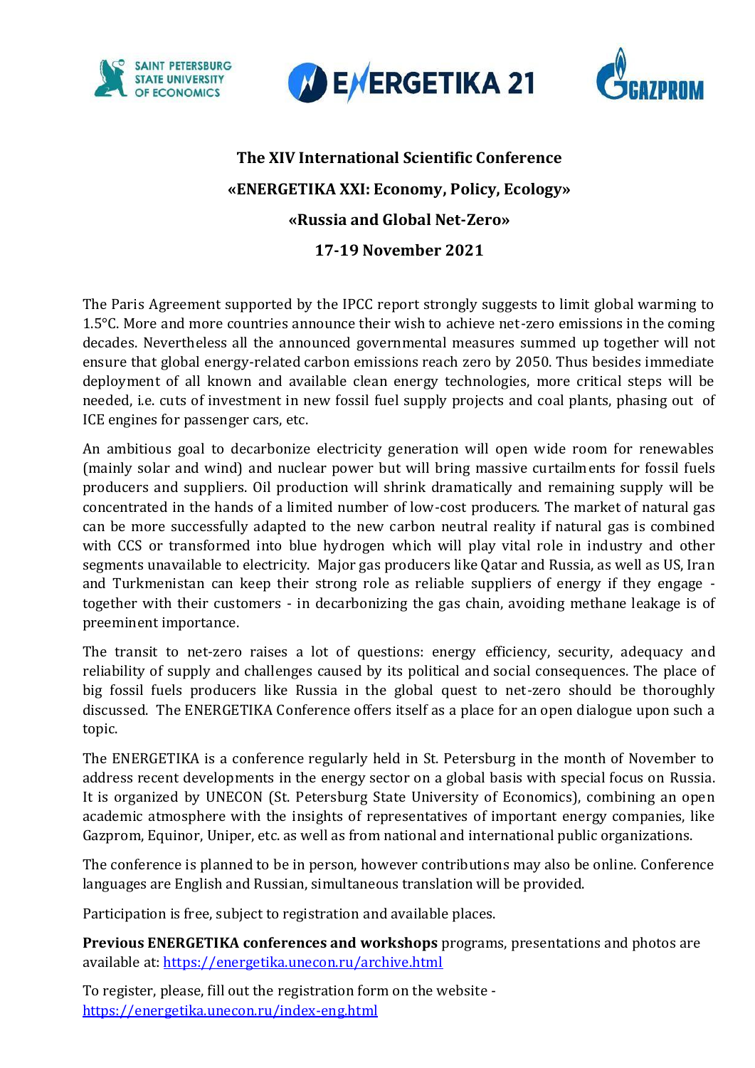# The XIV International Scientific Conference

## «ENERGETIKA XXI: Economy, Policy, Ecology»

## «Russia and Global Net-Zero»

## 17-19 November 2021

The Paris Agreement supported by the IPCC report strongly suggests to limit global warming to 1.5°C. More and more countries announce their wish to achieve net-zero emissions in the coming decades. Nevertheless all the announced governmental measures summed up together will not ensure that global energy-related carbon emissions reach zero by 2050. Thus besides immediate deployment of all known and available clean energy technologies, more critical steps will be needed, i.e. cuts of investment in new fossil fuel supply projects and coal plants, phasing out of ICE engines for passenger cars, etc.

An ambitious goal to decarbonize electricity generation will open wide room for renewables (mainly solar and wind) and nuclear power but will bring massive curtailments for fossil fuels producers and suppliers. Oil production will shrink dramatically and remaining supply will be concentrated in the hands of a limited number of low-cost producers. The market of natural gas can be more successfully adapted to the new carbon neutral reality if natural gas is combined with CCS or transformed into blue hydrogen which will play vital role in industry and other segments unavailable to electricity. Major gas producers like Qatar and Russia, as well as US, Iran and Turkmenistan can keep their strong role as reliable suppliers of energy if they engage - together with their customers - in decarbonizing the gas chain, avoiding methane leakage is of preeminent importance.

The transit to net-zero raises a lot of questions: energy efficiency, security, adequacy and reliability of supply and challenges caused by its political and social consequences. The place of big fossil fuels producers like Russia in the global quest to net-zero should be thoroughly discussed. The ENERGETIKA Conference offers itself as a place for an open dialogue upon such a topic.

The ENERGETIKA is a conference regularly held in St. Petersburg in the month of November to address recent developments in the energy sector on a global basis with special focus on Russia. It is organized by UNECON (St. Petersburg State University of Economics), combining an open academic atmosphere with the insights of representatives of important energy companies, like Gazprom, Equinor, Uniper, etc. as well as from national and international public organizations.

The conference is planned to be in person, however contributions may also be online. Conference languages are English and Russian, simultaneous translation will be provided.

Participation is free, subject to registration and available places.

**Previous ENERGETIKA conferences and workshops** programs, presentations and photos are available at: https://energetika.unecon.ru/archive.html

To register, please, fill out the registration form on the website - https://energetika.unecon.ru/index-eng.html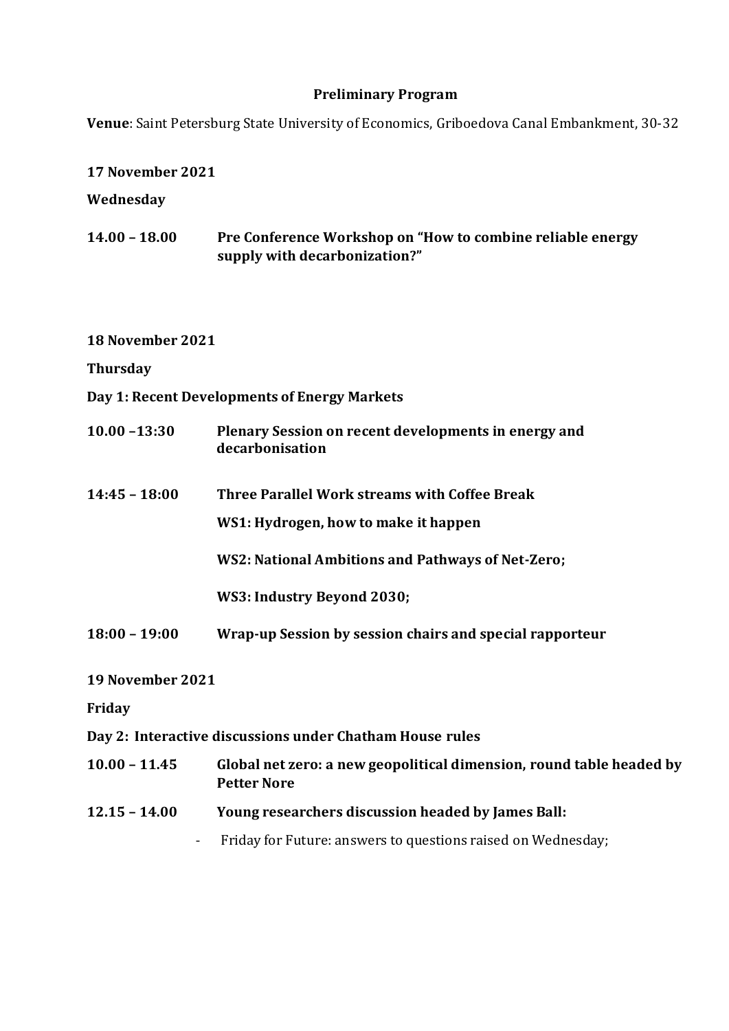# Preliminary Program

**Venue**: Saint Petersburg State University of Economics, Griboedova Canal Embankment, 30-32

**17 November 2021**

**Wednesday**

**14.00 – 18.00** **Pre Conference Workshop on "How to combine reliable energy supply with decarbonization?"**

**18 November 2021**

**Thursday**

**Day 1: Recent Developments of Energy Markets**

**10.00 –13:30** **Plenary Session on recent developments in energy and decarbonisation**

**14:45 – 18:00** **Three Parallel Work streams with Coffee Break**

**WS1: Hydrogen, how to make it happen**

**WS2: National Ambitions and Pathways of Net-Zero;**

**WS3: Industry Beyond 2030;**

**18:00 – 19:00** **Wrap-up Session by session chairs and special rapporteur**

**19 November 2021**

**Friday**

**Day 2: Interactive discussions under Chatham House rules**

**10.00 – 11.45** **Global net zero: a new geopolitical dimension, round table headed by Petter Nore**

**12.15 – 14.00** **Young researchers discussion headed by James Ball:**

- Friday for Future: answers to questions raised on Wednesday;